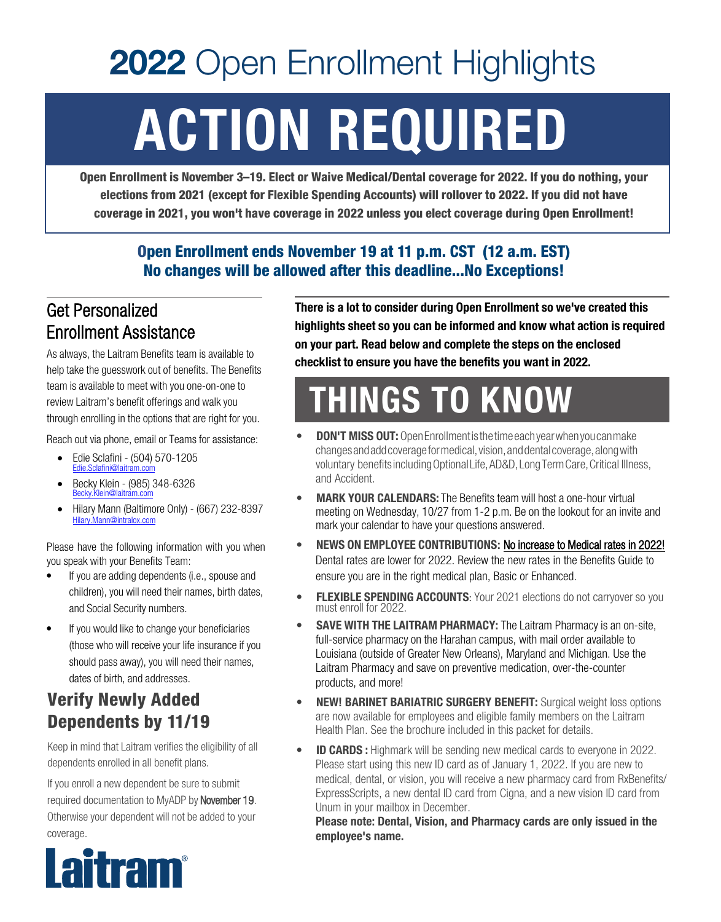# 2022 Open Enrollment Highlights

# ACTION REQUIRED

**Open Enrollment is November 3–19. Elect or Waive Medical/Dental coverage for 2022. If you do nothing, your elections from 2021 (except for Flexible Spending Accounts) will rollover to 2022. If you did not have coverage in 2021, you won't have coverage in 2022 unless you elect coverage during Open Enrollment!**

**Open Enrollment ends November 19 at 11 p.m. CST (12 a.m. EST)**
**No changes will be allowed after this deadline...No Exceptions!**

## Get Personalized Enrollment Assistance

As always, the Laitram Benefits team is available to help take the guesswork out of benefits. The Benefits team is available to meet with you one-on-one to review Laitram's benefit offerings and walk you through enrolling in the options that are right for you.

Reach out via phone, email or Teams for assistance:

- Edie Sclafini - (504) 570-1205
  Edie.Sclafini@laitram.com
- Becky Klein - (985) 348-6326
  Becky.Klein@laitram.com
- Hilary Mann (Baltimore Only) - (667) 232-8397
  Hilary.Mann@intralox.com

Please have the following information with you when you speak with your Benefits Team:

- If you are adding dependents (i.e., spouse and children), you will need their names, birth dates, and Social Security numbers.
- If you would like to change your beneficiaries (those who will receive your life insurance if you should pass away), you will need their names, dates of birth, and addresses.

## Verify Newly Added Dependents by 11/19

Keep in mind that Laitram verifies the eligibility of all dependents enrolled in all benefit plans.

If you enroll a new dependent be sure to submit required documentation to MyADP by November 19. Otherwise your dependent will not be added to your coverage.

Laitram®

**There is a lot to consider during Open Enrollment so we've created this highlights sheet so you can be informed and know what action is required on your part. Read below and complete the steps on the enclosed checklist to ensure you have the benefits you want in 2022.**

## THINGS TO KNOW

- **DON'T MISS OUT:** Open Enrollment is the time each year when you can make changes and add coverage for medical, vision, and dental coverage, along with voluntary benefits including Optional Life, AD&D, Long Term Care, Critical Illness, and Accident.
- **MARK YOUR CALENDARS:** The Benefits team will host a one-hour virtual meeting on Wednesday, 10/27 from 1-2 p.m. Be on the lookout for an invite and mark your calendar to have your questions answered.
- **NEWS ON EMPLOYEE CONTRIBUTIONS:** No increase to Medical rates in 2022! Dental rates are lower for 2022. Review the new rates in the Benefits Guide to ensure you are in the right medical plan, Basic or Enhanced.
- **FLEXIBLE SPENDING ACCOUNTS**: Your 2021 elections do not carryover so you must enroll for 2022.
- **SAVE WITH THE LAITRAM PHARMACY:** The Laitram Pharmacy is an on-site, full-service pharmacy on the Harahan campus, with mail order available to Louisiana (outside of Greater New Orleans), Maryland and Michigan. Use the Laitram Pharmacy and save on preventive medication, over-the-counter products, and more!
- **NEW! BARINET BARIATRIC SURGERY BENEFIT:** Surgical weight loss options are now available for employees and eligible family members on the Laitram Health Plan. See the brochure included in this packet for details.
- **ID CARDS :** Highmark will be sending new medical cards to everyone in 2022. Please start using this new ID card as of January 1, 2022. If you are new to medical, dental, or vision, you will receive a new pharmacy card from RxBenefits/ExpressScripts, a new dental ID card from Cigna, and a new vision ID card from Unum in your mailbox in December.
  **Please note: Dental, Vision, and Pharmacy cards are only issued in the employee's name.**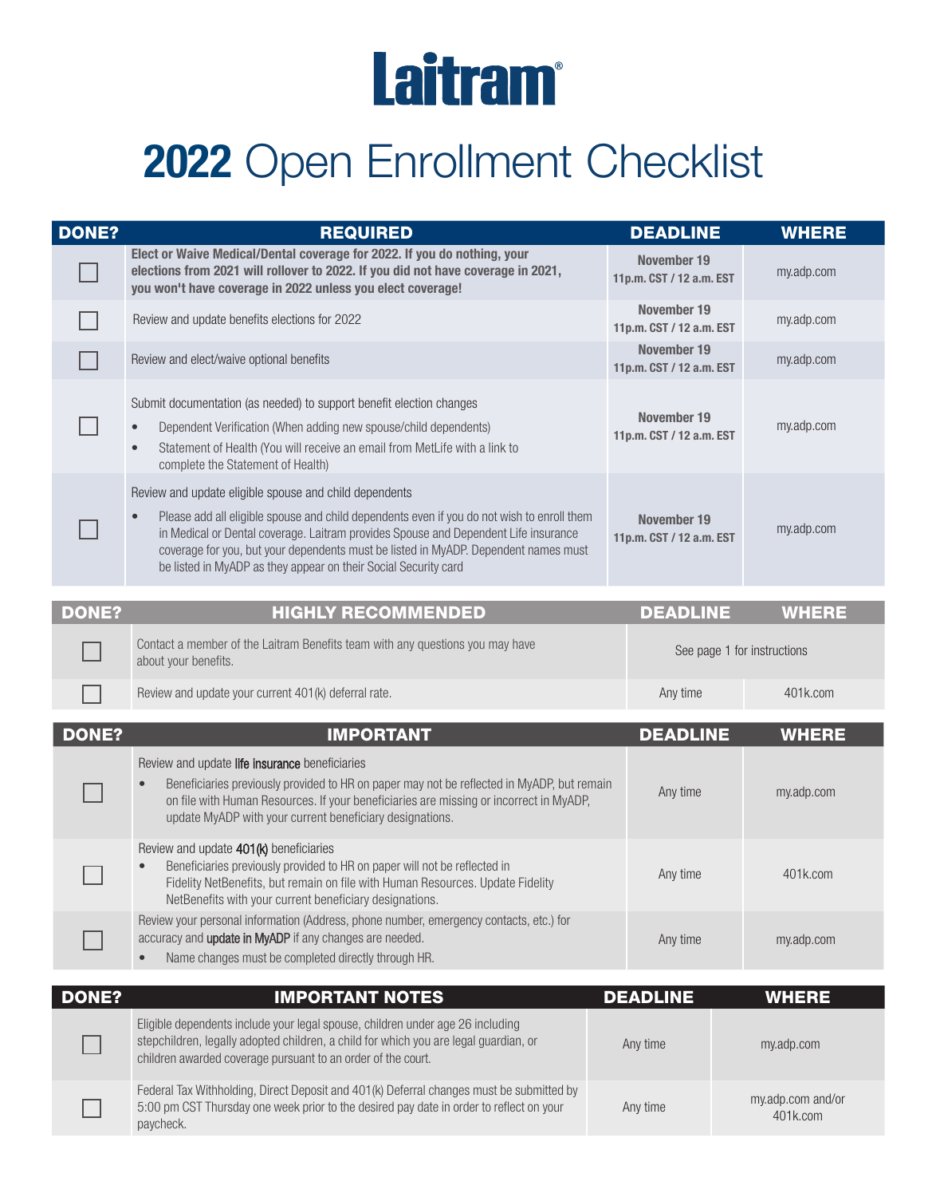# Laitram®

# 2022 Open Enrollment Checklist

| DONE? | REQUIRED | DEADLINE | WHERE |
|---|---|---|---|
| ☐ | **Elect or Waive Medical/Dental coverage for 2022. If you do nothing, your elections from 2021 will rollover to 2022. If you did not have coverage in 2021, you won't have coverage in 2022 unless you elect coverage!** | **November 19**<br>**11p.m. CST / 12 a.m. EST** | my.adp.com |
| ☐ | Review and update benefits elections for 2022 | **November 19**<br>**11p.m. CST / 12 a.m. EST** | my.adp.com |
| ☐ | Review and elect/waive optional benefits | **November 19**<br>**11p.m. CST / 12 a.m. EST** | my.adp.com |
| ☐ | Submit documentation (as needed) to support benefit election changes<br>• Dependent Verification (When adding new spouse/child dependents)<br>• Statement of Health (You will receive an email from MetLife with a link to complete the Statement of Health) | **November 19**<br>**11p.m. CST / 12 a.m. EST** | my.adp.com |
| ☐ | Review and update eligible spouse and child dependents<br>• Please add all eligible spouse and child dependents even if you do not wish to enroll them in Medical or Dental coverage. Laitram provides Spouse and Dependent Life insurance coverage for you, but your dependents must be listed in MyADP. Dependent names must be listed in MyADP as they appear on their Social Security card | **November 19**<br>**11p.m. CST / 12 a.m. EST** | my.adp.com |

| DONE? | HIGHLY RECOMMENDED | DEADLINE | WHERE |
|---|---|---|---|
| ☐ | Contact a member of the Laitram Benefits team with any questions you may have about your benefits. | See page 1 for instructions | |
| ☐ | Review and update your current 401(k) deferral rate. | Any time | 401k.com |

| DONE? | IMPORTANT | DEADLINE | WHERE |
|---|---|---|---|
| ☐ | Review and update life insurance beneficiaries<br>• Beneficiaries previously provided to HR on paper may not be reflected in MyADP, but remain on file with Human Resources. If your beneficiaries are missing or incorrect in MyADP, update MyADP with your current beneficiary designations. | Any time | my.adp.com |
| ☐ | Review and update 401(k) beneficiaries<br>• Beneficiaries previously provided to HR on paper will not be reflected in Fidelity NetBenefits, but remain on file with Human Resources. Update Fidelity NetBenefits with your current beneficiary designations. | Any time | 401k.com |
| ☐ | Review your personal information (Address, phone number, emergency contacts, etc.) for accuracy and update in MyADP if any changes are needed.<br>• Name changes must be completed directly through HR. | Any time | my.adp.com |

| DONE? | IMPORTANT NOTES | DEADLINE | WHERE |
|---|---|---|---|
| ☐ | Eligible dependents include your legal spouse, children under age 26 including stepchildren, legally adopted children, a child for which you are legal guardian, or children awarded coverage pursuant to an order of the court. | Any time | my.adp.com |
| ☐ | Federal Tax Withholding, Direct Deposit and 401(k) Deferral changes must be submitted by 5:00 pm CST Thursday one week prior to the desired pay date in order to reflect on your paycheck. | Any time | my.adp.com and/or 401k.com |